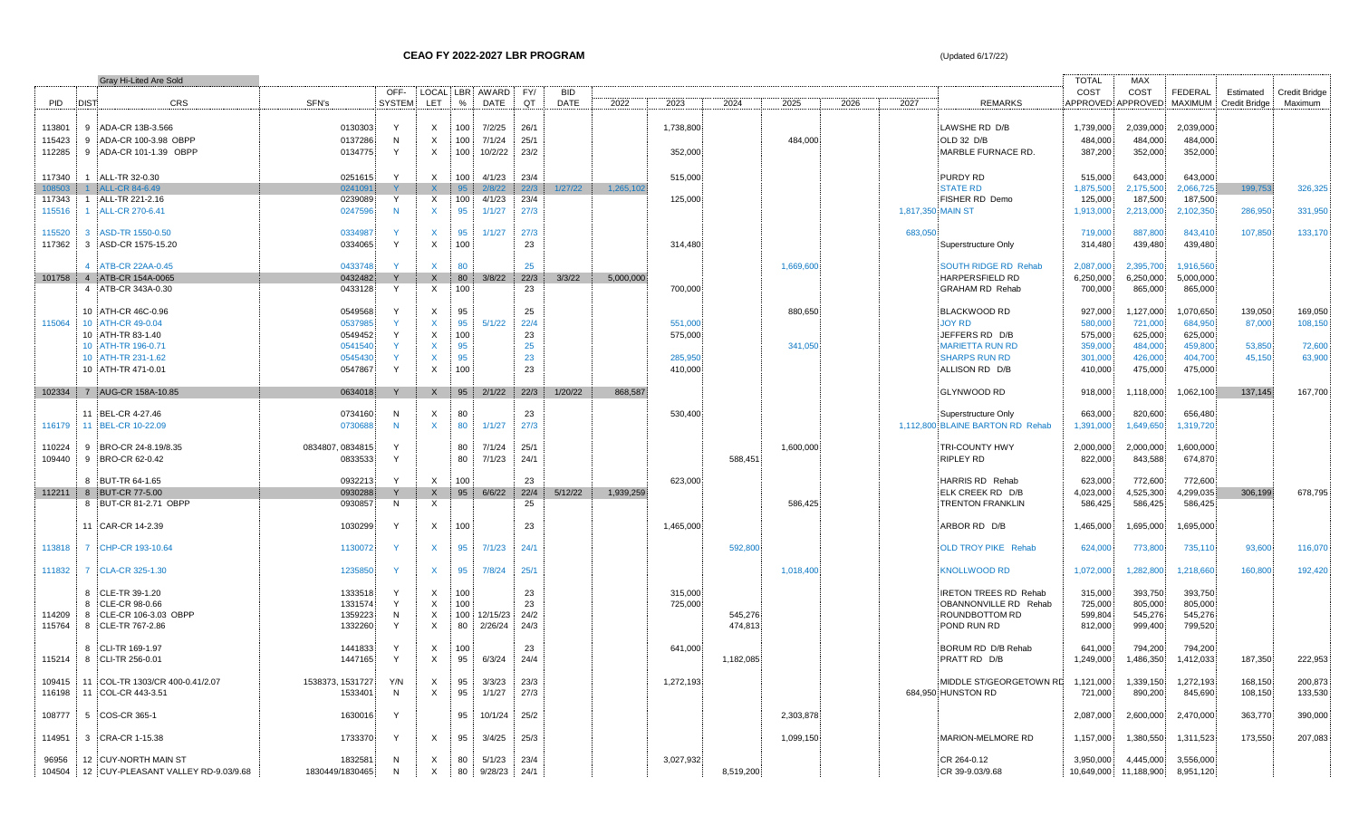# CEAO FY 2022-2027 LBR PROGRAM

(Updated 6/17/22)

Gray Hi-Lited Are Sold

| PID | DIST | CRS | SFN's | OFF-SYSTEM | LOCAL LET | LBR % | AWARD DATE | FY/QT | BID DATE | 2022 | 2023 | 2024 | 2025 | 2026 | 2027 | REMARKS | TOTAL COST APPROVED | MAX COST APPROVED | FEDERAL MAXIMUM | Estimated Credit Bridge | Credit Bridge Maximum |
|---|---|---|---|---|---|---|---|---|---|---|---|---|---|---|---|---|---|---|---|---|---|
| 113801 | 9 | ADA-CR 13B-3.566 | 0130303 | Y | X | 100 | 7/2/25 | 26/1 | | | 1,738,800 | | | | | LAWSHE RD D/B | 1,739,000 | 2,039,000 | 2,039,000 | | |
| 115423 | 9 | ADA-CR 100-3.98 OBPP | 0137286 | N | X | 100 | 7/1/24 | 25/1 | | | | | 484,000 | | | OLD 32 D/B | 484,000 | 484,000 | 484,000 | | |
| 112285 | 9 | ADA-CR 101-1.39 OBPP | 0134775 | Y | X | 100 | 10/2/22 | 23/2 | | | 352,000 | | | | | MARBLE FURNACE RD. | 387,200 | 352,000 | 352,000 | | |
| 117340 | 1 | ALL-TR 32-0.30 | 0251615 | Y | X | 100 | 4/1/23 | 23/4 | | | 515,000 | | | | | PURDY RD | 515,000 | 643,000 | 643,000 | | |
| 108503 | 1 | ALL-CR 84-6.49 | 0241091 | Y | X | 95 | 2/8/22 | 22/3 | 1/27/22 | 1,265,102 | | | | | | STATE RD | 1,875,500 | 2,175,500 | 2,066,725 | 199,753 | 326,325 |
| 117343 | 1 | ALL-TR 221-2.16 | 0239089 | Y | X | 100 | 4/1/23 | 23/4 | | | 125,000 | | | | | FISHER RD Demo | 125,000 | 187,500 | 187,500 | | |
| 115516 | 1 | ALL-CR 270-6.41 | 0247596 | N | X | 95 | 1/1/27 | 27/3 | | | | | | | 1,817,350 | MAIN ST | 1,913,000 | 2,213,000 | 2,102,350 | 286,950 | 331,950 |
| 115520 | 3 | ASD-TR 1550-0.50 | 0334987 | Y | X | 95 | 1/1/27 | 27/3 | | | | | | | 683,050 | | 719,000 | 887,800 | 843,410 | 107,850 | 133,170 |
| 117362 | 3 | ASD-CR 1575-15.20 | 0334065 | Y | X | 100 | | 23 | | | 314,480 | | | | | Superstructure Only | 314,480 | 439,480 | 439,480 | | |
| | 4 | ATB-CR 22AA-0.45 | 0433748 | Y | X | 80 | | 25 | | | | | 1,669,600 | | | SOUTH RIDGE RD Rehab | 2,087,000 | 2,395,700 | 1,916,560 | | |
| 101758 | 4 | ATB-CR 154A-0065 | 0432482 | Y | X | 80 | 3/8/22 | 22/3 | 3/3/22 | 5,000,000 | | | | | | HARPERSFIELD RD | 6,250,000 | 6,250,000 | 5,000,000 | | |
| | 4 | ATB-CR 343A-0.30 | 0433128 | Y | X | 100 | | 23 | | | 700,000 | | | | | GRAHAM RD Rehab | 700,000 | 865,000 | 865,000 | | |
| | 10 | ATH-CR 46C-0.96 | 0549568 | Y | X | 95 | | 25 | | | | | 880,650 | | | BLACKWOOD RD | 927,000 | 1,127,000 | 1,070,650 | 139,050 | 169,050 |
| 115064 | 10 | ATH-CR 49-0.04 | 0537985 | Y | X | 95 | 5/1/22 | 22/4 | | | 551,000 | | | | | JOY RD | 580,000 | 721,000 | 684,950 | 87,000 | 108,150 |
| | 10 | ATH-TR 83-1.40 | 0549452 | Y | X | 100 | | 23 | | | 575,000 | | | | | JEFFERS RD D/B | 575,000 | 625,000 | 625,000 | | |
| | 10 | ATH-TR 196-0.71 | 0541540 | Y | X | 95 | | 25 | | | | | 341,050 | | | MARIETTA RUN RD | 359,000 | 484,000 | 459,800 | 53,850 | 72,600 |
| | 10 | ATH-TR 231-1.62 | 0545430 | Y | X | 95 | | 23 | | | 285,950 | | | | | SHARPS RUN RD | 301,000 | 426,000 | 404,700 | 45,150 | 63,900 |
| | 10 | ATH-TR 471-0.01 | 0547867 | Y | X | 100 | | 23 | | | 410,000 | | | | | ALLISON RD D/B | 410,000 | 475,000 | 475,000 | | |
| 102334 | 7 | AUG-CR 158A-10.85 | 0634018 | Y | X | 95 | 2/1/22 | 22/3 | 1/20/22 | 868,587 | | | | | | GLYNWOOD RD | 918,000 | 1,118,000 | 1,062,100 | 137,145 | 167,700 |
| | 11 | BEL-CR 4-27.46 | 0734160 | N | X | 80 | | 23 | | | 530,400 | | | | | Superstructure Only | 663,000 | 820,600 | 656,480 | | |
| 116179 | 11 | BEL-CR 10-22.09 | 0730688 | N | X | 80 | 1/1/27 | 27/3 | | | | | | | 1,112,800 | BLAINE BARTON RD Rehab | 1,391,000 | 1,649,650 | 1,319,720 | | |
| 110224 | 9 | BRO-CR 24-8.19/8.35 | 0834807, 0834815 | Y | | 80 | 7/1/24 | 25/1 | | | | | 1,600,000 | | | TRI-COUNTY HWY | 2,000,000 | 2,000,000 | 1,600,000 | | |
| 109440 | 9 | BRO-CR 62-0.42 | 0833533 | Y | | 80 | 7/1/23 | 24/1 | | | | 588,451 | | | | RIPLEY RD | 822,000 | 843,588 | 674,870 | | |
| | 8 | BUT-TR 64-1.65 | 0932213 | Y | X | 100 | | 23 | | | 623,000 | | | | | HARRIS RD Rehab | 623,000 | 772,600 | 772,600 | | |
| 112211 | 8 | BUT-CR 77-5.00 | 0930288 | Y | X | 95 | 6/6/22 | 22/4 | 5/12/22 | 1,939,259 | | | | | | ELK CREEK RD D/B | 4,023,000 | 4,525,300 | 4,299,035 | 306,199 | 678,795 |
| | 8 | BUT-CR 81-2.71 OBPP | 0930857 | N | X | | | 25 | | | | | 586,425 | | | TRENTON FRANKLIN | 586,425 | 586,425 | 586,425 | | |
| | 11 | CAR-CR 14-2.39 | 1030299 | Y | X | 100 | | 23 | | | 1,465,000 | | | | | ARBOR RD D/B | 1,465,000 | 1,695,000 | 1,695,000 | | |
| 113818 | 7 | CHP-CR 193-10.64 | 1130072 | Y | X | 95 | 7/1/23 | 24/1 | | | | 592,800 | | | | OLD TROY PIKE Rehab | 624,000 | 773,800 | 735,110 | 93,600 | 116,070 |
| 111832 | 7 | CLA-CR 325-1.30 | 1235850 | Y | X | 95 | 7/8/24 | 25/1 | | | | | 1,018,400 | | | KNOLLWOOD RD | 1,072,000 | 1,282,800 | 1,218,660 | 160,800 | 192,420 |
| | 8 | CLE-TR 39-1.20 | 1333518 | Y | X | 100 | | 23 | | | 315,000 | | | | | IRETON TREES RD Rehab | 315,000 | 393,750 | 393,750 | | |
| | 8 | CLE-CR 98-0.66 | 1331574 | Y | X | 100 | | 23 | | | 725,000 | | | | | OBANNONVILLE RD Rehab | 725,000 | 805,000 | 805,000 | | |
| 114209 | 8 | CLE-CR 106-3.03 OBPP | 1359223 | N | X | 100 | 12/15/23 | 24/2 | | | | 545,276 | | | | ROUNDBOTTOM RD | 599,804 | 545,276 | 545,276 | | |
| 115764 | 8 | CLE-TR 767-2.86 | 1332260 | Y | X | 80 | 2/26/24 | 24/3 | | | | 474,813 | | | | POND RUN RD | 812,000 | 999,400 | 799,520 | | |
| | 8 | CLI-TR 169-1.97 | 1441833 | Y | X | 100 | | 23 | | | 641,000 | | | | | BORUM RD D/B Rehab | 641,000 | 794,200 | 794,200 | | |
| 115214 | 8 | CLI-TR 256-0.01 | 1447165 | Y | X | 95 | 6/3/24 | 24/4 | | | | 1,182,085 | | | | PRATT RD D/B | 1,249,000 | 1,486,350 | 1,412,033 | 187,350 | 222,953 |
| 109415 | 11 | COL-TR 1303/CR 400-0.41/2.07 | 1538373, 1531727 | Y/N | X | 95 | 3/3/23 | 23/3 | | | 1,272,193 | | | | | MIDDLE ST/GEORGETOWN RD | 1,121,000 | 1,339,150 | 1,272,193 | 168,150 | 200,873 |
| 116198 | 11 | COL-CR 443-3.51 | 1533401 | N | X | 95 | 1/1/27 | 27/3 | | | | | | | 684,950 | HUNSTON RD | 721,000 | 890,200 | 845,690 | 108,150 | 133,530 |
| 108777 | 5 | COS-CR 365-1 | 1630016 | Y | | 95 | 10/1/24 | 25/2 | | | | | 2,303,878 | | | | 2,087,000 | 2,600,000 | 2,470,000 | 363,770 | 390,000 |
| 114951 | 3 | CRA-CR 1-15.38 | 1733370 | Y | X | 95 | 3/4/25 | 25/3 | | | | | 1,099,150 | | | MARION-MELMORE RD | 1,157,000 | 1,380,550 | 1,311,523 | 173,550 | 207,083 |
| 96956 | 12 | CUY-NORTH MAIN ST | 1832581 | N | X | 80 | 5/1/23 | 23/4 | | | 3,027,932 | | | | | CR 264-0.12 | 3,950,000 | 4,445,000 | 3,556,000 | | |
| 104504 | 12 | CUY-PLEASANT VALLEY RD-9.03/9.68 | 1830449/1830465 | N | X | 80 | 9/28/23 | 24/1 | | | | 8,519,200 | | | | CR 39-9.03/9.68 | 10,649,000 | 11,188,900 | 8,951,120 | | |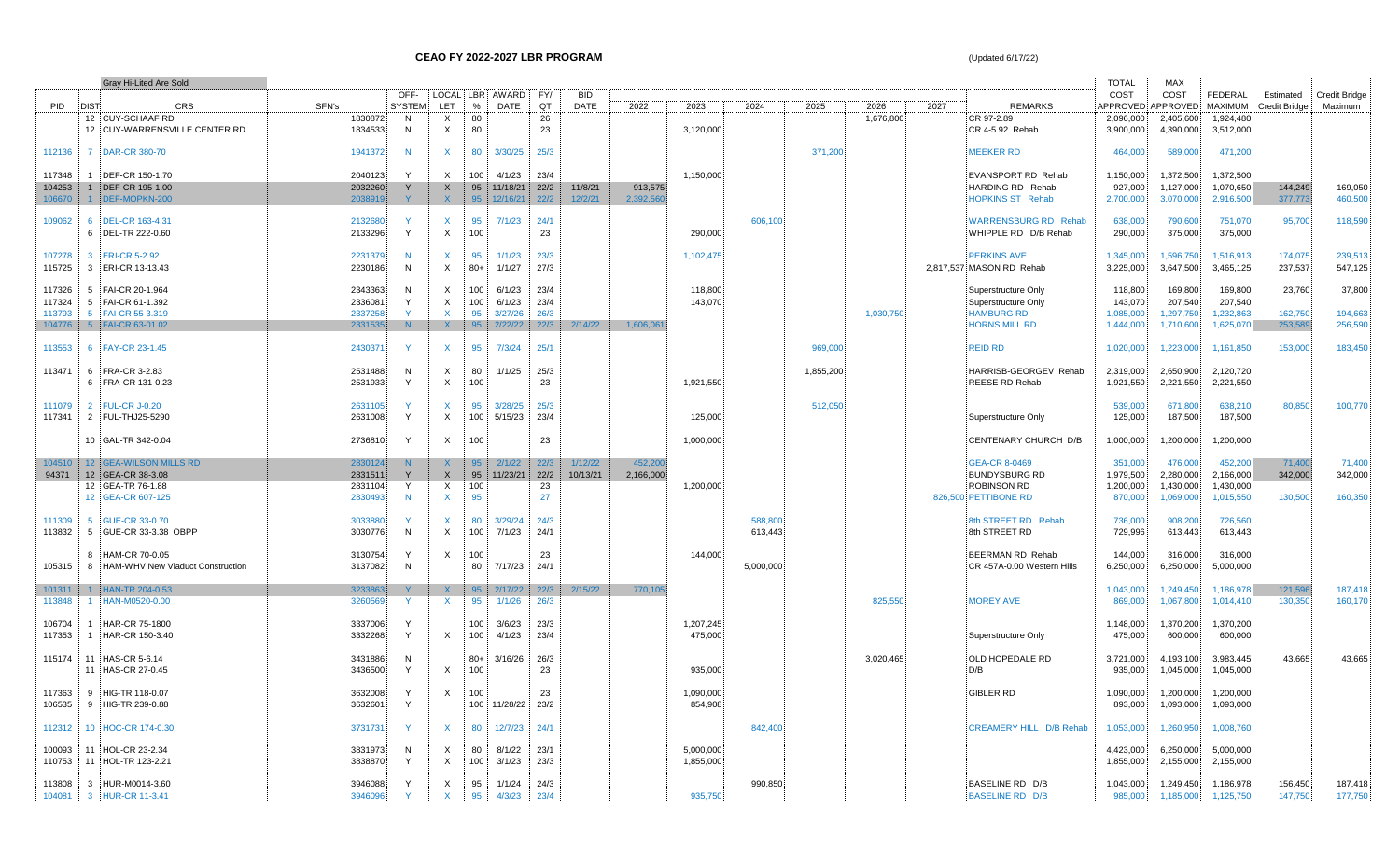# CEAO FY 2022-2027 LBR PROGRAM

(Updated 6/17/22)

Gray Hi-Lited Are Sold

| PID | DIST | CRS | SFN's | OFF-SYSTEM | LOCAL LET | LBR % | AWARD DATE | FY/QT | BID DATE | 2022 | 2023 | 2024 | 2025 | 2026 | 2027 | REMARKS | TOTAL COST APPROVED | MAX COST APPROVED | FEDERAL MAXIMUM | Estimated Credit Bridge | Credit Bridge Maximum |
|---|---|---|---|---|---|---|---|---|---|---|---|---|---|---|---|---|---|---|---|---|---|
| | 12 | CUY-SCHAAF RD | 1830872 | N | X | 80 | | 26 | | | | | | 1,676,800 | | CR 97-2.89 | 2,096,000 | 2,405,600 | 1,924,480 | | |
| | 12 | CUY-WARRENSVILLE CENTER RD | 1834533 | N | X | 80 | | 23 | | | 3,120,000 | | | | | CR 4-5.92 Rehab | 3,900,000 | 4,390,000 | 3,512,000 | | |
| 112136 | 7 | DAR-CR 380-70 | 1941372 | N | X | 80 | 3/30/25 | 25/3 | | | | | 371,200 | | | MEEKER RD | 464,000 | 589,000 | 471,200 | | |
| 117348 | 1 | DEF-CR 150-1.70 | 2040123 | Y | X | 100 | 4/1/23 | 23/4 | | | 1,150,000 | | | | | EVANSPORT RD Rehab | 1,150,000 | 1,372,500 | 1,372,500 | | |
| 104253 | 1 | DEF-CR 195-1.00 | 2032260 | Y | X | 95 | 11/18/21 | 22/2 | 11/8/21 | 913,575 | | | | | | HARDING RD Rehab | 927,000 | 1,127,000 | 1,070,650 | 144,249 | 169,050 |
| 106670 | 1 | DEF-MOPKN-200 | 2038919 | Y | X | 95 | 12/16/21 | 22/2 | 12/2/21 | 2,392,560 | | | | | | HOPKINS ST Rehab | 2,700,000 | 3,070,000 | 2,916,500 | 377,773 | 460,500 |
| 109062 | 6 | DEL-CR 163-4.31 | 2132680 | Y | X | 95 | 7/1/23 | 24/1 | | | | 606,100 | | | | WARRENSBURG RD Rehab | 638,000 | 790,600 | 751,070 | 95,700 | 118,590 |
| | 6 | DEL-TR 222-0.60 | 2133296 | Y | X | 100 | | 23 | | | 290,000 | | | | | WHIPPLE RD D/B Rehab | 290,000 | 375,000 | 375,000 | | |
| 107278 | 3 | ERI-CR 5-2.92 | 2231379 | N | X | 95 | 1/1/23 | 23/3 | | | 1,102,475 | | | | | PERKINS AVE | 1,345,000 | 1,596,750 | 1,516,913 | 174,075 | 239,513 |
| 115725 | 3 | ERI-CR 13-13.43 | 2230186 | N | X | 80+ | 1/1/27 | 27/3 | | | | | | | 2,817,537 | MASON RD Rehab | 3,225,000 | 3,647,500 | 3,465,125 | 237,537 | 547,125 |
| 117326 | 5 | FAI-CR 20-1.964 | 2343363 | N | X | 100 | 6/1/23 | 23/4 | | | 118,800 | | | | | Superstructure Only | 118,800 | 169,800 | 169,800 | 23,760 | 37,800 |
| 117324 | 5 | FAI-CR 61-1.392 | 2336081 | Y | X | 100 | 6/1/23 | 23/4 | | | 143,070 | | | | | Superstructure Only | 143,070 | 207,540 | 207,540 | | |
| 113793 | 5 | FAI-CR 55-3.319 | 2337258 | Y | X | 95 | 3/27/26 | 26/3 | | | | | | 1,030,750 | | HAMBURG RD | 1,085,000 | 1,297,750 | 1,232,863 | 162,750 | 194,663 |
| 104776 | 5 | FAI-CR 63-01.02 | 2331535 | N | X | 95 | 2/22/22 | 22/3 | 2/14/22 | 1,606,061 | | | | | | HORNS MILL RD | 1,444,000 | 1,710,600 | 1,625,070 | 253,589 | 256,590 |
| 113553 | 6 | FAY-CR 23-1.45 | 2430371 | Y | X | 95 | 7/3/24 | 25/1 | | | | | 969,000 | | | REID RD | 1,020,000 | 1,223,000 | 1,161,850 | 153,000 | 183,450 |
| 113471 | 6 | FRA-CR 3-2.83 | 2531488 | N | X | 80 | 1/1/25 | 25/3 | | | | | 1,855,200 | | | HARRISB-GEORGEV Rehab | 2,319,000 | 2,650,900 | 2,120,720 | | |
| | 6 | FRA-CR 131-0.23 | 2531933 | Y | X | 100 | | 23 | | | 1,921,550 | | | | | REESE RD Rehab | 1,921,550 | 2,221,550 | 2,221,550 | | |
| 111079 | 2 | FUL-CR J-0.20 | 2631105 | Y | X | 95 | 3/28/25 | 25/3 | | | | | 512,050 | | | | 539,000 | 671,800 | 638,210 | 80,850 | 100,770 |
| 117341 | 2 | FUL-THJ25-5290 | 2631008 | Y | X | 100 | 5/15/23 | 23/4 | | | 125,000 | | | | | Superstructure Only | 125,000 | 187,500 | 187,500 | | |
| | 10 | GAL-TR 342-0.04 | 2736810 | Y | X | 100 | | 23 | | | 1,000,000 | | | | | CENTENARY CHURCH D/B | 1,000,000 | 1,200,000 | 1,200,000 | | |
| 104510 | 12 | GEA-WILSON MILLS RD | 2830124 | N | X | 95 | 2/1/22 | 22/3 | 1/12/22 | 452,200 | | | | | | GEA-CR 8-0469 | 351,000 | 476,000 | 452,200 | 71,400 | 71,400 |
| 94371 | 12 | GEA-CR 38-3.08 | 2831511 | Y | X | 95 | 11/23/21 | 22/2 | 10/13/21 | 2,166,000 | | | | | | BUNDYSBURG RD | 1,979,500 | 2,280,000 | 2,166,000 | 342,000 | 342,000 |
| | 12 | GEA-TR 76-1.88 | 2831104 | Y | X | 100 | | 23 | | | 1,200,000 | | | | | ROBINSON RD | 1,200,000 | 1,430,000 | 1,430,000 | | |
| | 12 | GEA-CR 607-125 | 2830493 | N | X | 95 | | 27 | | | | | | | 826,500 | PETTIBONE RD | 870,000 | 1,069,000 | 1,015,550 | 130,500 | 160,350 |
| 111309 | 5 | GUE-CR 33-0.70 | 3033880 | Y | X | 80 | 3/29/24 | 24/3 | | | | 588,800 | | | | 8th STREET RD Rehab | 736,000 | 908,200 | 726,560 | | |
| 113832 | 5 | GUE-CR 33-3.38 OBPP | 3030776 | N | X | 100 | 7/1/23 | 24/1 | | | | 613,443 | | | | 8th STREET RD | 729,996 | 613,443 | 613,443 | | |
| | 8 | HAM-CR 70-0.05 | 3130754 | Y | X | 100 | | 23 | | | 144,000 | | | | | BEERMAN RD Rehab | 144,000 | 316,000 | 316,000 | | |
| 105315 | 8 | HAM-WHV New Viaduct Construction | 3137082 | N | | 80 | 7/17/23 | 24/1 | | | | 5,000,000 | | | | CR 457A-0.00 Western Hills | 6,250,000 | 6,250,000 | 5,000,000 | | |
| 101311 | 1 | HAN-TR 204-0.53 | 3233863 | Y | X | 95 | 2/17/22 | 22/3 | 2/15/22 | 770,105 | | | | | | | 1,043,000 | 1,249,450 | 1,186,978 | 121,596 | 187,418 |
| 113848 | 1 | HAN-M0520-0.00 | 3260569 | Y | X | 95 | 1/1/26 | 26/3 | | | | | | 825,550 | | MOREY AVE | 869,000 | 1,067,800 | 1,014,410 | 130,350 | 160,170 |
| 106704 | 1 | HAR-CR 75-1800 | 3337006 | Y | | 100 | 3/6/23 | 23/3 | | | 1,207,245 | | | | | | 1,148,000 | 1,370,200 | 1,370,200 | | |
| 117353 | 1 | HAR-CR 150-3.40 | 3332268 | Y | X | 100 | 4/1/23 | 23/4 | | | 475,000 | | | | | Superstructure Only | 475,000 | 600,000 | 600,000 | | |
| 115174 | 11 | HAS-CR 5-6.14 | 3431886 | N | | 80+ | 3/16/26 | 26/3 | | | | | | 3,020,465 | | OLD HOPEDALE RD | 3,721,000 | 4,193,100 | 3,983,445 | 43,665 | 43,665 |
| | 11 | HAS-CR 27-0.45 | 3436500 | Y | X | 100 | | 23 | | | 935,000 | | | | | D/B | 935,000 | 1,045,000 | 1,045,000 | | |
| 117363 | 9 | HIG-TR 118-0.07 | 3632008 | Y | X | 100 | | 23 | | | 1,090,000 | | | | | GIBLER RD | 1,090,000 | 1,200,000 | 1,200,000 | | |
| 106535 | 9 | HIG-TR 239-0.88 | 3632601 | Y | | 100 | 11/28/22 | 23/2 | | | 854,908 | | | | | | 893,000 | 1,093,000 | 1,093,000 | | |
| 112312 | 10 | HOC-CR 174-0.30 | 3731731 | Y | X | 80 | 12/7/23 | 24/1 | | | | 842,400 | | | | CREAMERY HILL D/B Rehab | 1,053,000 | 1,260,950 | 1,008,760 | | |
| 100093 | 11 | HOL-CR 23-2.34 | 3831973 | N | X | 80 | 8/1/22 | 23/1 | | | 5,000,000 | | | | | | 4,423,000 | 6,250,000 | 5,000,000 | | |
| 110753 | 11 | HOL-TR 123-2.21 | 3838870 | Y | X | 100 | 3/1/23 | 23/3 | | | 1,855,000 | | | | | | 1,855,000 | 2,155,000 | 2,155,000 | | |
| 113808 | 3 | HUR-M0014-3.60 | 3946088 | Y | X | 95 | 1/1/24 | 24/3 | | | | 990,850 | | | | BASELINE RD D/B | 1,043,000 | 1,249,450 | 1,186,978 | 156,450 | 187,418 |
| 104081 | 3 | HUR-CR 11-3.41 | 3946096 | Y | X | 95 | 4/3/23 | 23/4 | | | 935,750 | | | | | BASELINE RD D/B | 985,000 | 1,185,000 | 1,125,750 | 147,750 | 177,750 |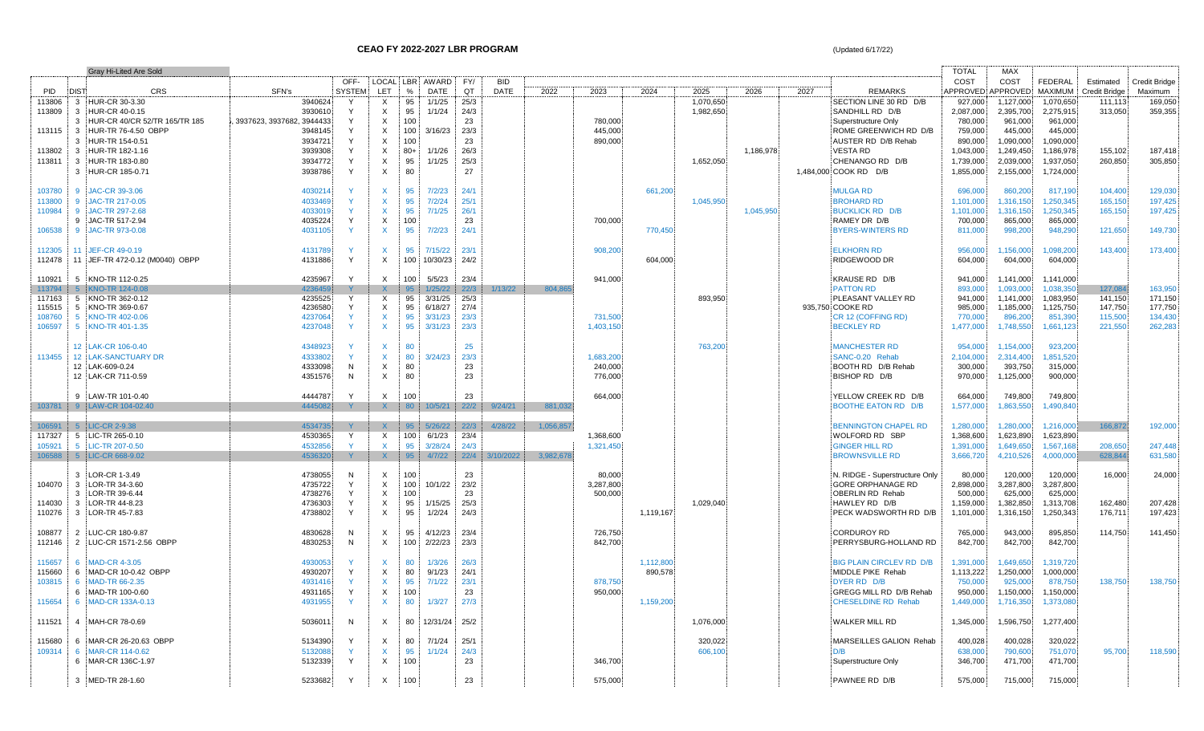# CEAO FY 2022-2027 LBR PROGRAM

(Updated 6/17/22)

Gray Hi-Lited Are Sold

| PID | DIST | CRS | SFN's | OFF-SYSTEM | LOCAL LET | LBR % | AWARD DATE | FY/QT | BID DATE | 2022 | 2023 | 2024 | 2025 | 2026 | 2027 | REMARKS | TOTAL COST APPROVED | MAX COST APPROVED | FEDERAL MAXIMUM | Estimated Credit Bridge | Credit Bridge Maximum |
|---|---|---|---|---|---|---|---|---|---|---|---|---|---|---|---|---|---|---|---|---|---|
| 113806 | 3 | HUR-CR 30-3.30 | 3940624 | Y | X | 95 | 1/1/25 | 25/3 | | | | | 1,070,650 | | | SECTION LINE 30 RD D/B | 927,000 | 1,127,000 | 1,070,650 | 111,113 | 169,050 |
| 113809 | 3 | HUR-CR 40-0.15 | 3930610 | Y | X | 95 | 1/1/24 | 24/3 | | | | | 1,982,650 | | | SANDHILL RD D/B | 2,087,000 | 2,395,700 | 2,275,915 | 313,050 | 359,355 |
| | 3 | HUR-CR 40/CR 52/TR 165/TR 185 | , 3937623, 3937682, 3944433 | Y | X | 100 | | 23 | | | 780,000 | | | | | Superstructure Only | 780,000 | 961,000 | 961,000 | | |
| 113115 | 3 | HUR-TR 76-4.50 OBPP | 3948145 | Y | X | 100 | 3/16/23 | 23/3 | | | 445,000 | | | | | ROME GREENWICH RD D/B | 759,000 | 445,000 | 445,000 | | |
| | 3 | HUR-TR 154-0.51 | 3934721 | Y | X | 100 | | 23 | | | 890,000 | | | | | AUSTER RD D/B Rehab | 890,000 | 1,090,000 | 1,090,000 | | |
| 113802 | 3 | HUR-TR 182-1.16 | 3939308 | Y | X | 80+ | 1/1/26 | 26/3 | | | | | | 1,186,978 | | VESTA RD | 1,043,000 | 1,249,450 | 1,186,978 | 155,102 | 187,418 |
| 113811 | 3 | HUR-TR 183-0.80 | 3934772 | Y | X | 95 | 1/1/25 | 25/3 | | | | | 1,652,050 | | | CHENANGO RD D/B | 1,739,000 | 2,039,000 | 1,937,050 | 260,850 | 305,850 |
| | 3 | HUR-CR 185-0.71 | 3938786 | Y | X | 80 | | 27 | | | | | | | 1,484,000 | COOK RD D/B | 1,855,000 | 2,155,000 | 1,724,000 | | |
| 103780 | 9 | JAC-CR 39-3.06 | 4030214 | Y | X | 95 | 7/2/23 | 24/1 | | | | 661,200 | | | | MULGA RD | 696,000 | 860,200 | 817,190 | 104,400 | 129,030 |
| 113800 | 9 | JAC-TR 217-0.05 | 4033469 | Y | X | 95 | 7/2/24 | 25/1 | | | | | 1,045,950 | | | BROHARD RD | 1,101,000 | 1,316,150 | 1,250,345 | 165,150 | 197,425 |
| 110984 | 9 | JAC-TR 297-2.68 | 4033019 | Y | X | 95 | 7/1/25 | 26/1 | | | | | | 1,045,950 | | BUCKLICK RD D/B | 1,101,000 | 1,316,150 | 1,250,345 | 165,150 | 197,425 |
| | 9 | JAC-TR 517-2.94 | 4035224 | Y | X | 100 | | 23 | | | 700,000 | | | | | RAMEY DR D/B | 700,000 | 865,000 | 865,000 | | |
| 106538 | 9 | JAC-TR 973-0.08 | 4031105 | Y | X | 95 | 7/2/23 | 24/1 | | | | 770,450 | | | | BYERS-WINTERS RD | 811,000 | 998,200 | 948,290 | 121,650 | 149,730 |
| 112305 | 11 | JEF-CR 49-0.19 | 4131789 | Y | X | 95 | 7/15/22 | 23/1 | | | 908,200 | | | | | ELKHORN RD | 956,000 | 1,156,000 | 1,098,200 | 143,400 | 173,400 |
| 112478 | 11 | JEF-TR 472-0.12 (M0040) OBPP | 4131886 | Y | X | 100 | 10/30/23 | 24/2 | | | | 604,000 | | | | RIDGEWOOD DR | 604,000 | 604,000 | 604,000 | | |
| 110921 | 5 | KNO-TR 112-0.25 | 4235967 | Y | X | 100 | 5/5/23 | 23/4 | | | 941,000 | | | | | KRAUSE RD D/B | 941,000 | 1,141,000 | 1,141,000 | | |
| 113794 | 5 | KNO-TR 124-0.08 | 4236459 | Y | X | 95 | 1/25/22 | 22/3 | 1/13/22 | 804,865 | | | | | | PATTON RD | 893,000 | 1,093,000 | 1,038,350 | 127,084 | 163,950 |
| 117163 | 5 | KNO-TR 362-0.12 | 4235525 | Y | X | 95 | 3/31/25 | 25/3 | | | | | 893,950 | | | PLEASANT VALLEY RD | 941,000 | 1,141,000 | 1,083,950 | 141,150 | 171,150 |
| 115515 | 5 | KNO-TR 369-0.67 | 4236580 | Y | X | 95 | 6/18/27 | 27/4 | | | | | | | 935,750 | COOKE RD | 985,000 | 1,185,000 | 1,125,750 | 147,750 | 177,750 |
| 108760 | 5 | KNO-TR 402-0.06 | 4237064 | Y | X | 95 | 3/31/23 | 23/3 | | | 731,500 | | | | | CR 12 (COFFING RD) | 770,000 | 896,200 | 851,390 | 115,500 | 134,430 |
| 106597 | 5 | KNO-TR 401-1.35 | 4237048 | Y | X | 95 | 3/31/23 | 23/3 | | | 1,403,150 | | | | | BECKLEY RD | 1,477,000 | 1,748,550 | 1,661,123 | 221,550 | 262,283 |
| | 12 | LAK-CR 106-0.40 | 4348923 | Y | X | 80 | | 25 | | | | | 763,200 | | | MANCHESTER RD | 954,000 | 1,154,000 | 923,200 | | |
| 113455 | 12 | LAK-SANCTUARY DR | 4333802 | Y | X | 80 | 3/24/23 | 23/3 | | | 1,683,200 | | | | | SANC-0.20 Rehab | 2,104,000 | 2,314,400 | 1,851,520 | | |
| | 12 | LAK-609-0.24 | 4333098 | N | X | 80 | | 23 | | | 240,000 | | | | | BOOTH RD D/B Rehab | 300,000 | 393,750 | 315,000 | | |
| | 12 | LAK-CR 711-0.59 | 4351576 | N | X | 80 | | 23 | | | 776,000 | | | | | BISHOP RD D/B | 970,000 | 1,125,000 | 900,000 | | |
| | 9 | LAW-TR 101-0.40 | 4444787 | Y | X | 100 | | 23 | | | 664,000 | | | | | YELLOW CREEK RD D/B | 664,000 | 749,800 | 749,800 | | |
| 103781 | 9 | LAW-CR 104-02.40 | 4445082 | Y | X | 80 | 10/5/21 | 22/2 | 9/24/21 | 881,032 | | | | | | BOOTHE EATON RD D/B | 1,577,000 | 1,863,550 | 1,490,840 | | |
| 106591 | 5 | LIC-CR 2-9.38 | 4534735 | Y | X | 95 | 5/26/22 | 22/3 | 4/28/22 | 1,056,857 | | | | | | BENNINGTON CHAPEL RD | 1,280,000 | 1,280,000 | 1,216,000 | 166,872 | 192,000 |
| 117327 | 5 | LIC-TR 265-0.10 | 4530365 | Y | X | 100 | 6/1/23 | 23/4 | | | 1,368,600 | | | | | WOLFORD RD SBP | 1,368,600 | 1,623,890 | 1,623,890 | | |
| 105921 | 5 | LIC-TR 207-0.50 | 4532856 | Y | X | 95 | 3/28/24 | 24/3 | | | 1,321,450 | | | | | GINGER HILL RD | 1,391,000 | 1,649,650 | 1,567,168 | 208,650 | 247,448 |
| 106588 | 5 | LIC-CR 668-9.02 | 4536320 | Y | X | 95 | 4/7/22 | 22/4 | 3/10/2022 | 3,982,678 | | | | | | BROWNSVILLE RD | 3,666,720 | 4,210,526 | 4,000,000 | 628,844 | 631,580 |
| | 3 | LOR-CR 1-3.49 | 4738055 | N | X | 100 | | 23 | | | 80,000 | | | | | N. RIDGE - Superstructure Only | 80,000 | 120,000 | 120,000 | 16,000 | 24,000 |
| 104070 | 3 | LOR-TR 34-3.60 | 4735722 | Y | X | 100 | 10/1/22 | 23/2 | | | 3,287,800 | | | | | GORE ORPHANAGE RD | 2,898,000 | 3,287,800 | 3,287,800 | | |
| | 3 | LOR-TR 39-6.44 | 4738276 | Y | X | 100 | | 23 | | | 500,000 | | | | | OBERLIN RD Rehab | 500,000 | 625,000 | 625,000 | | |
| 114030 | 3 | LOR-TR 44-8.23 | 4736303 | Y | X | 95 | 1/15/25 | 25/3 | | | | | 1,029,040 | | | HAWLEY RD D/B | 1,159,000 | 1,382,850 | 1,313,708 | 162,480 | 207,428 |
| 110276 | 3 | LOR-TR 45-7.83 | 4738802 | Y | X | 95 | 1/2/24 | 24/3 | | | | 1,119,167 | | | | PECK WADSWORTH RD D/B | 1,101,000 | 1,316,150 | 1,250,343 | 176,711 | 197,423 |
| 108877 | 2 | LUC-CR 180-9.87 | 4830628 | N | X | 95 | 4/12/23 | 23/4 | | | 726,750 | | | | | CORDUROY RD | 765,000 | 943,000 | 895,850 | 114,750 | 141,450 |
| 112146 | 2 | LUC-CR 1571-2.56 OBPP | 4830253 | N | X | 100 | 2/22/23 | 23/3 | | | 842,700 | | | | | PERRYSBURG-HOLLAND RD | 842,700 | 842,700 | 842,700 | | |
| 115657 | 6 | MAD-CR 4-3.05 | 4930053 | Y | X | 80 | 1/3/26 | 26/3 | | | | 1,112,800 | | | | BIG PLAIN CIRCLEV RD D/B | 1,391,000 | 1,649,650 | 1,319,720 | | |
| 115660 | 6 | MAD-CR 10-0.42 OBPP | 4930207 | Y | X | 80 | 9/1/23 | 24/1 | | | | 890,578 | | | | MIDDLE PIKE Rehab | 1,113,222 | 1,250,000 | 1,000,000 | | |
| 103815 | 6 | MAD-TR 66-2.35 | 4931416 | Y | X | 95 | 7/1/22 | 23/1 | | | 878,750 | | | | | DYER RD D/B | 750,000 | 925,000 | 878,750 | 138,750 | 138,750 |
| | 6 | MAD-TR 100-0.60 | 4931165 | Y | X | 100 | | 23 | | | 950,000 | | | | | GREGG MILL RD D/B Rehab | 950,000 | 1,150,000 | 1,150,000 | | |
| 115654 | 6 | MAD-CR 133A-0.13 | 4931955 | Y | X | 80 | 1/3/27 | 27/3 | | | | 1,159,200 | | | | CHESELDINE RD Rehab | 1,449,000 | 1,716,350 | 1,373,080 | | |
| 111521 | 4 | MAH-CR 78-0.69 | 5036011 | N | X | 80 | 12/31/24 | 25/2 | | | | | 1,076,000 | | | WALKER MILL RD | 1,345,000 | 1,596,750 | 1,277,400 | | |
| 115680 | 6 | MAR-CR 26-20.63 OBPP | 5134390 | Y | X | 80 | 7/1/24 | 25/1 | | | | | 320,022 | | | MARSEILLES GALION Rehab | 400,028 | 400,028 | 320,022 | | |
| 109314 | 6 | MAR-CR 114-0.62 | 5132088 | Y | X | 95 | 1/1/24 | 24/3 | | | | | 606,100 | | | D/B | 638,000 | 790,600 | 751,070 | 95,700 | 118,590 |
| | 6 | MAR-CR 136C-1.97 | 5132339 | Y | X | 100 | | 23 | | | 346,700 | | | | | Superstructure Only | 346,700 | 471,700 | 471,700 | | |
| | 3 | MED-TR 28-1.60 | 5233682 | Y | X | 100 | | 23 | | | 575,000 | | | | | PAWNEE RD D/B | 575,000 | 715,000 | 715,000 | | |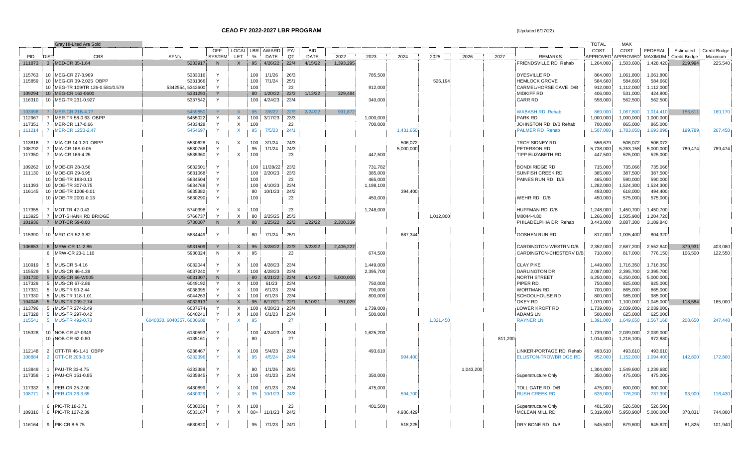# CEAO FY 2022-2027 LBR PROGRAM

(Updated 6/17/22)

Gray Hi-Lited Are Sold

| PID | DIST | CRS | SFN's | OFF-SYSTEM | LOCAL LET | LBR % | AWARD DATE | FY/QT | BID DATE | 2022 | 2023 | 2024 | 2025 | 2026 | 2027 | REMARKS | TOTAL COST APPROVED | MAX COST APPROVED | FEDERAL MAXIMUM | Estimated Credit Bridge | Credit Bridge Maximum |
|---|---|---|---|---|---|---|---|---|---|---|---|---|---|---|---|---|---|---|---|---|---|
| 111873 | 3 | MED-CR 35-1.64 | 5233917 | N | X | 95 | 4/26/22 | 22/4 | 4/15/22 | 1,393,295 | | | | | | FRIENDSVILLE RD Rehab | 1,264,000 | 1,503,600 | 1,428,420 | 219,994 | 225,540 |
| 115763 | 10 | MEG-CR 27-3.969 | 5333016 | Y | | 100 | 1/1/26 | 26/3 | | | 785,500 | | | | | DYESVILLE RD | 864,000 | 1,061,800 | 1,061,800 | | |
| 115859 | 10 | MEG-CR 39-2.025 OBPP | 5331366 | Y | | 100 | 7/1/24 | 25/1 | | | | | 526,194 | | | HEMLOCK GROVE | 584,660 | 584,660 | 584,660 | | |
| | 10 | MEG-TR 109/TR 126-0.581/0.579 | 5342554, 5342600 | Y | | 100 | | 23 | | | 912,000 | | | | | CARMEL/HORSE CAVE D/B | 912,000 | 1,112,000 | 1,112,000 | | |
| 109294 | 10 | MEG-CR 163-0600 | 5331293 | Y | | 80 | 1/20/22 | 22/3 | 1/13/22 | 329,484 | | | | | | MIDKIFF RD | 406,000 | 531,000 | 424,800 | | |
| 116310 | 10 | MEG-TR 231-0.927 | 5337542 | Y | | 100 | 4/24/23 | 23/4 | | | 340,000 | | | | | CARR RD | 558,000 | 562,500 | 562,500 | | |
| 103996 | 7 | MER-CR 21B-4.77 | 5459850 | Y | X | 95 | 3/8/22 | 22/3 | 2/24/22 | 991,872 | | | | | | WABASH RD Rehab | 869,000 | 1,067,800 | 1,014,410 | 156,611 | 160,170 |
| 112967 | 7 | MER-TR 58-0.63 OBPP | 5455022 | Y | X | 100 | 3/17/23 | 23/3 | | | 1,000,000 | | | | | PARK RD | 1,000,000 | 1,000,000 | 1,000,000 | | |
| 117351 | 7 | MER-CR 117-0.66 | 5433428 | Y | X | 100 | | 23 | | | 700,000 | | | | | JOHNSTON RD D/B Rehab | 700,000 | 865,000 | 865,000 | | |
| 111214 | 7 | MER-CR 125B-2.47 | 5454697 | Y | X | 95 | 7/5/23 | 24/1 | | | | 1,431,650 | | | | PALMER RD Rehab | 1,507,000 | 1,783,050 | 1,693,898 | 199,789 | 267,458 |
| 113816 | 7 | MIA-CR 14-1.20 OBPP | 5530628 | N | X | 100 | 3/1/24 | 24/3 | | | | 506,072 | | | | TROY SIDNEY RD | 556,679 | 506,072 | 506,072 | | |
| 108792 | 7 | MIA-CR 16A-0.05 | 5530768 | Y | | 95 | 1/1/24 | 24/3 | | | | 5,000,000 | | | | PETERSON RD | 5,738,000 | 5,263,158 | 5,000,000 | 789,474 | 789,474 |
| 117350 | 7 | MIA-CR 166-4.25 | 5535360 | Y | X | 100 | | 23 | | | 447,500 | | | | | TIPP ELIZABETH RD | 447,500 | 525,000 | 525,000 | | |
| 109262 | 10 | MOE-CR 28-0.56 | 5632501 | Y | | 100 | 11/28/22 | 23/2 | | | 731,782 | | | | | BONDI RIDGE RD | 715,000 | 735,066 | 735,066 | | |
| 111130 | 10 | MOE-CR 29-6.95 | 5631068 | Y | | 100 | 2/20/23 | 23/3 | | | 385,000 | | | | | SUNFISH CREEK RD | 385,000 | 387,500 | 387,500 | | |
| | 10 | MOE-TR 183-0.13 | 5634504 | Y | | 100 | | 23 | | | 465,000 | | | | | PAINES RUN RD D/B | 465,000 | 590,000 | 590,000 | | |
| 111393 | 10 | MOE-TR 307-0.75 | 5634768 | Y | | 100 | 4/10/23 | 23/4 | | | 1,198,100 | | | | | | 1,282,000 | 1,524,300 | 1,524,300 | | |
| 116145 | 10 | MOE-TR 1206-0.01 | 5635382 | Y | | 80 | 10/1/23 | 24/2 | | | | 394,400 | | | | | 493,000 | 618,000 | 494,400 | | |
| | 10 | MOE-TR 2001-0.13 | 5630290 | Y | | 100 | | 23 | | | 450,000 | | | | | WEHR RD D/B | 450,000 | 575,000 | 575,000 | | |
| 117355 | 7 | MOT-TR 42-0.43 | 5740398 | Y | X | 100 | | 23 | | | 1,248,000 | | | | | HUFFMAN RD D/B | 1,248,000 | 1,450,700 | 1,450,700 | | |
| 113925 | 7 | MOT-SHANK RD BRIDGE | 5766737 | Y | X | 80 | 2/25/25 | 25/3 | | | | | 1,012,800 | | | M0044-4.80 | 1,266,000 | 1,505,900 | 1,204,720 | | |
| 101936 | 7 | MOT-CR 59-0.00 | 5730007 | N | X | 80 | 1/25/22 | 22/2 | 1/22/22 | 2,300,339 | | | | | | PHILADELPHIA DR Rehab | 3,443,000 | 3,887,300 | 3,109,840 | | |
| 115390 | 10 | MRG-CR 52-3.82 | 5834449 | Y | | 80 | 7/1/24 | 25/1 | | | | 687,344 | | | | GOSHEN RUN RD | 817,000 | 1,005,400 | 804,320 | | |
| 106653 | 6 | MRW-CR 11-2.86 | 5931509 | Y | X | 95 | 3/28/22 | 22/3 | 3/23/22 | 2,406,227 | | | | | | CARDINGTON-WESTRN D/B | 2,352,000 | 2,687,200 | 2,552,840 | 379,931 | 403,080 |
| | 6 | MRW-CR 23-1.116 | 5930324 | N | X | 95 | | 23 | | | 674,500 | | | | | CARDINGTON-CHESTERV D/B | 710,000 | 817,000 | 776,150 | 106,500 | 122,550 |
| 110919 | 5 | MUS-CR 5-4.16 | 6032044 | Y | X | 100 | 4/28/23 | 23/4 | | | 1,449,000 | | | | | CLAY PIKE | 1,449,000 | 1,716,350 | 1,716,350 | | |
| 115529 | 5 | MUS-CR 46-4.39 | 6037240 | Y | X | 100 | 4/28/23 | 23/4 | | | 2,395,700 | | | | | DARLINGTON DR | 2,087,000 | 2,395,700 | 2,395,700 | | |
| 101730 | 5 | MUS-CR 66-W005 | 6031307 | N | | 80 | 4/21/22 | 22/4 | 4/14/22 | 5,000,000 | | | | | | NORTH STREET | 6,250,000 | 6,250,000 | 5,000,000 | | |
| 117329 | 5 | MUS-CR 67-2.86 | 6049192 | Y | X | 100 | 61/23 | 23/4 | | | 750,000 | | | | | PIPER RD | 750,000 | 925,000 | 925,000 | | |
| 117331 | 5 | MUS-TR 90-2.44 | 6038395 | Y | X | 100 | 6/1/23 | 23/4 | | | 700,000 | | | | | WORTMAN RD | 700,000 | 865,000 | 865,000 | | |
| 117330 | 5 | MUS-TR 118-1.01 | 6044263 | Y | X | 100 | 6/1/23 | 23/4 | | | 800,000 | | | | | SCHOOLHOUSE RD | 800,000 | 985,000 | 985,000 | | |
| 104046 | 5 | MUS-TR 209-2.74 | 6032613 | Y | X | 95 | 6/17/21 | 22/1 | 6/10/21 | 751,029 | | | | | | OKEY RD | 1,070,000 | 1,100,000 | 1,045,000 | 118,584 | 165,000 |
| 113796 | 5 | MUS-TR 274-2.49 | 6037674 | Y | X | 100 | 4/28/23 | 23/4 | | | 1,739,000 | | | | | LOWER KROFT RD | 1,739,000 | 2,039,000 | 2,039,000 | | |
| 117328 | 5 | MUS-TR 297-0.42 | 6040241 | Y | X | 100 | 6/1/23 | 23/4 | | | 500,000 | | | | | ADAMS LN | 500,000 | 625,000 | 625,000 | | |
| 115541 | 5 | MUS-TR 492-0.73 | 6040330, 6040357, 6030688 | Y | X | 95 | | 27 | | | | | 1,321,450 | | | RAYNER LN | 1,391,000 | 1,649,650 | 1,567,168 | 208,650 | 247,448 |
| 115328 | 10 | NOB-CR 47-0349 | 6130593 | Y | | 100 | 4/24/23 | 23/4 | | | 1,625,200 | | | | | | 1,739,000 | 2,039,000 | 2,039,000 | | |
| | 10 | NOB-CR 62-0.80 | 6135161 | Y | | 80 | | 27 | | | | | | | 811,200 | | 1,014,000 | 1,216,100 | 972,880 | | |
| 112148 | 2 | OTT-TR 46-1.41 OBPP | 6238467 | Y | X | 100 | 5/4/23 | 23/4 | | | 493,610 | | | | | LINKER-PORTAGE RD Rehab | 493,610 | 493,610 | 493,610 | | |
| 108884 | 2 | OTT-CR 208-3.51 | 6232396 | Y | X | 95 | 4/5/24 | 24/4 | | | | 904,400 | | | | ELLISTON-TROWBRIDGE RD | 952,000 | 1,152,000 | 1,094,400 | 142,800 | 172,800 |
| 113849 | 1 | PAU-TR 33-4.75 | 6333389 | Y | | 80 | 1/1/26 | 26/3 | | | | | | 1,043,200 | | | 1,304,000 | 1,549,600 | 1,239,680 | | |
| 117358 | 1 | PAU-TR 151-0.85 | 6335845 | Y | X | 100 | 4/1/23 | 23/4 | | | 350,000 | | | | | Superstructure Only | 350,000 | 475,000 | 475,000 | | |
| 117332 | 5 | PER-CR 25-2.00 | 6430899 | Y | X | 100 | 6/1/23 | 23/4 | | | 475,000 | | | | | TOLL GATE RD D/B | 475,000 | 600,000 | 600,000 | | |
| 108771 | 5 | PER-CR 26-3.65 | 6430929 | Y | X | 95 | 10/1/23 | 24/2 | | | | 594,700 | | | | RUSH CREEK RD | 626,000 | 776,200 | 737,390 | 93,900 | 116,430 |
| | 6 | PIC-TR 18-3.71 | 6530036 | Y | X | 100 | | 23 | | | 401,500 | | | | | Superstructure Only | 401,500 | 526,500 | 526,500 | | |
| 109316 | 6 | PIC-TR 127-2.39 | 6533167 | Y | X | 80+ | 11/1/23 | 24/2 | | | | 4,936,429 | | | | MCLEAN MILL RD | 5,319,000 | 5,950,900 | 5,000,000 | 378,831 | 744,800 |
| 116164 | 9 | PIK-CR 8-5.75 | 6630820 | Y | | 95 | 7/1/23 | 24/1 | | | | 518,225 | | | | DRY BONE RD D/B | 545,500 | 679,600 | 645,620 | 81,825 | 101,940 |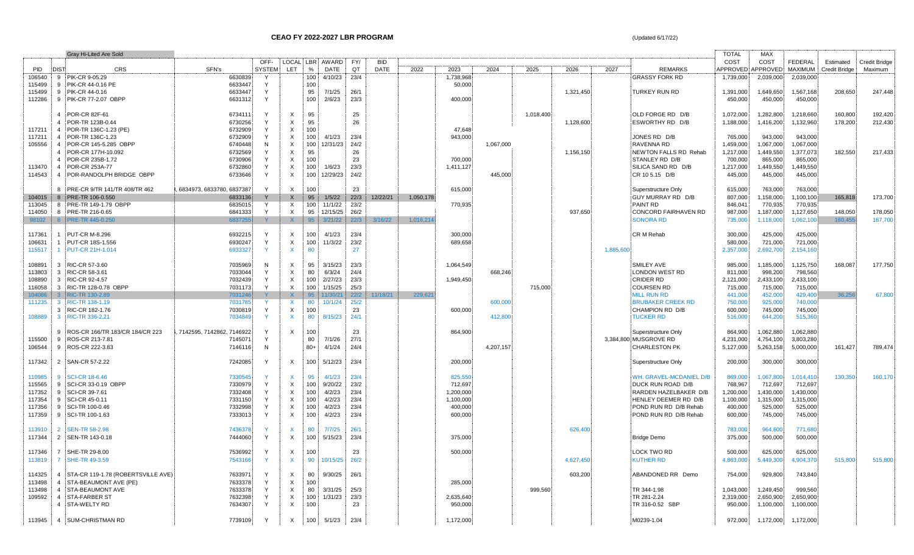# CEAO FY 2022-2027 LBR PROGRAM

(Updated 6/17/22)

Gray Hi-Lited Are Sold

| PID | DIST | CRS | SFN's | OFF-SYSTEM | LOCAL LET | LBR % | AWARD DATE | FY/ QT | BID DATE | 2022 | 2023 | 2024 | 2025 | 2026 | 2027 | REMARKS | TOTAL COST APPROVED | MAX COST APPROVED | FEDERAL MAXIMUM | Estimated Credit Bridge | Credit Bridge Maximum |
|---|---|---|---|---|---|---|---|---|---|---|---|---|---|---|---|---|---|---|---|---|---|
| 106540 | 9 | PIK-CR 9-05.29 | 6630839 | Y | | 100 | 4/10/23 | 23/4 | | | 1,738,968 | | | | | GRASSY FORK RD | 1,739,000 | 2,039,000 | 2,039,000 | | |
| 115499 | 9 | PIK-CR 44-0.16 PE | 6633447 | Y | | 100 | | | | | 50,000 | | | | | | | | | | |
| 115499 | 9 | PIK-CR 44-0.16 | 6633447 | Y | | 95 | 7/1/25 | 26/1 | | | | | | 1,321,450 | | TURKEY RUN RD | 1,391,000 | 1,649,650 | 1,567,168 | 208,650 | 247,448 |
| 112286 | 9 | PIK-CR 77-2.07 OBPP | 6631312 | Y | | 100 | 2/6/23 | 23/3 | | | 400,000 | | | | | | 450,000 | 450,000 | 450,000 | | |
| | 4 | POR-CR 82F-61 | 6734111 | Y | X | 95 | | 25 | | | | | 1,018,400 | | | OLD FORGE RD D/B | 1,072,000 | 1,282,800 | 1,218,660 | 160,800 | 192,420 |
| | 4 | POR-TR 123B-0.44 | 6730256 | Y | X | 95 | | 26 | | | | | | 1,128,600 | | ESWORTHY RD D/B | 1,188,000 | 1,416,200 | 1,132,960 | 178,200 | 212,430 |
| 117211 | 4 | POR-TR 136C-1.23 (PE) | 6732909 | Y | X | 100 | | | | | 47,648 | | | | | | | | | | |
| 117211 | 4 | POR-TR 136C-1.23 | 6732909 | Y | X | 100 | 4/1/23 | 23/4 | | | 943,000 | | | | | JONES RD D/B | 765,000 | 943,000 | 943,000 | | |
| 105556 | 4 | POR-CR 145-5.285 OBPP | 6740448 | N | X | 100 | 12/31/23 | 24/2 | | | | 1,067,000 | | | | RAVENNA RD | 1,459,000 | 1,067,000 | 1,067,000 | | |
| | 4 | POR-CR 177H-10.092 | 6732569 | Y | X | 95 | | 26 | | | | | | 1,156,150 | | NEWTON FALLS RD Rehab | 1,217,000 | 1,449,550 | 1,377,073 | 182,550 | 217,433 |
| | 4 | POR-CR 235B-1.72 | 6730906 | Y | X | 100 | | 23 | | | 700,000 | | | | | STANLEY RD D/B | 700,000 | 865,000 | 865,000 | | |
| 113470 | 4 | POR-CR 253A-77 | 6732860 | Y | X | 100 | 1/6/23 | 23/3 | | | 1,411,127 | | | | | SILICA SAND RD D/B | 1,217,000 | 1,449,550 | 1,449,550 | | |
| 114543 | 4 | POR-RANDOLPH BRIDGE OBPP | 6733646 | Y | X | 100 | 12/29/23 | 24/2 | | | | 445,000 | | | | CR 10 5.15 D/B | 445,000 | 445,000 | 445,000 | | |
| | 8 | PRE-CR 9/TR 141/TR 408/TR 462 | 6834973, 6833780, 6837387 | Y | X | 100 | | 23 | | | 615,000 | | | | | Superstructure Only | 615,000 | 763,000 | 763,000 | | |
| 104015 | 8 | PRE-TR 106-0.550 | 6833136 | Y | X | 95 | 1/5/22 | 22/3 | 12/22/21 | 1,050,178 | | | | | | GUY MURRAY RD D/B | 807,000 | 1,158,000 | 1,100,100 | 165,818 | 173,700 |
| 113045 | 8 | PRE-TR 149-1.79 OBPP | 6835015 | Y | X | 100 | 11/1/22 | 23/2 | | | 770,935 | | | | | PAINT RD | 846,041 | 770,935 | 770,935 | | |
| 114050 | 8 | PRE-TR 216-0.65 | 6841333 | Y | X | 95 | 12/15/25 | 26/2 | | | | | | 937,650 | | CONCORD FAIRHAVEN RD | 987,000 | 1,187,000 | 1,127,650 | 148,050 | 178,050 |
| 98102 | 8 | PRE-TR 445-0.250 | 6837255 | Y | X | 95 | 3/21/22 | 22/3 | 3/16/22 | 1,016,214 | | | | | | SONORA RD | 735,000 | 1,118,000 | 1,062,100 | 160,455 | 167,700 |
| 117361 | 1 | PUT-CR M-8.296 | 6932215 | Y | X | 100 | 4/1/23 | 23/4 | | | 300,000 | | | | | CR M Rehab | 300,000 | 425,000 | 425,000 | | |
| 106631 | 1 | PUT-CR 18S-1.556 | 6930247 | Y | X | 100 | 11/3/22 | 23/2 | | | 689,658 | | | | | | 580,000 | 721,000 | 721,000 | | |
| 115517 | 1 | PUT-CR 21H-1.014 | 6933327 | Y | X | 80 | | 27 | | | | | | | 1,885,600 | | 2,357,000 | 2,692,700 | 2,154,160 | | |
| 108891 | 3 | RIC-CR 57-3.60 | 7035969 | N | X | 95 | 3/15/23 | 23/3 | | | 1,064,549 | | | | | SMILEY AVE | 985,000 | 1,185,000 | 1,125,750 | 168,087 | 177,750 |
| 113803 | 3 | RIC-CR 58-3.61 | 7033044 | Y | X | 80 | 6/3/24 | 24/4 | | | | 668,246 | | | | LONDON WEST RD | 811,000 | 998,200 | 798,560 | | |
| 108890 | 3 | RIC-CR 92-4.57 | 7032439 | Y | X | 100 | 2/27/23 | 23/3 | | | 1,949,450 | | | | | CRIDER RD | 2,121,000 | 2,433,100 | 2,433,100 | | |
| 116058 | 3 | RIC-TR 128-0.78 OBPP | 7031173 | Y | X | 100 | 1/15/25 | 25/3 | | | | | 715,000 | | | COURSEN RD | 715,000 | 715,000 | 715,000 | | |
| 104086 | 3 | RIC-TR 130-2.89 | 7031246 | Y | X | 95 | 11/30/21 | 22/2 | 11/18/21 | 229,621 | | | | | | MILL RUN RD | 441,000 | 452,000 | 429,400 | 36,256 | 67,800 |
| 111235 | 3 | RIC-TR 138-1.19 | 7031785 | Y | X | 80 | 10/1/24 | 25/2 | | | | 600,000 | | | | BRUBAKER CREEK RD | 750,000 | 925,000 | 740,000 | | |
| | 3 | RIC-TR 182-1.76 | 7030819 | Y | X | 100 | | 23 | | | 600,000 | | | | | CHAMPION RD D/B | 600,000 | 745,000 | 745,000 | | |
| 108889 | 3 | RIC-TR 336-2.21 | 7034849 | Y | X | 80 | 8/15/23 | 24/1 | | | | 412,800 | | | | TUCKER RD | 516,000 | 644,200 | 515,360 | | |
| | 9 | ROS-CR 166/TR 183/CR 184/CR 223 | 7142595, 7142862, 7146922 | Y | X | 100 | | 23 | | | 864,900 | | | | | Superstructure Only | 864,900 | 1,062,880 | 1,062,880 | | |
| 115500 | 9 | ROS-CR 213-7.81 | 7145071 | Y | | 80 | 7/1/26 | 27/1 | | | | | | | 3,384,800 | MUSGROVE RD | 4,231,000 | 4,754,100 | 3,803,280 | | |
| 106544 | 9 | ROS-CR 222-3.83 | 7146116 | N | | 80+ | 4/1/24 | 24/4 | | | | 4,207,157 | | | | CHARLESTON PK | 5,127,000 | 5,263,158 | 5,000,000 | 161,427 | 789,474 |
| 117342 | 2 | SAN-CR 57-2.22 | 7242085 | Y | X | 100 | 5/12/23 | 23/4 | | | 200,000 | | | | | Superstructure Only | 200,000 | 300,000 | 300,000 | | |
| 110985 | 9 | SCI-CR 18-6.46 | 7330545 | Y | X | 95 | 4/1/23 | 23/4 | | | 825,550 | | | | | WH. GRAVEL-MCDANIEL D/B | 869,000 | 1,067,800 | 1,014,410 | 130,350 | 160,170 |
| 115565 | 9 | SCI-CR 33-0.19 OBPP | 7330979 | Y | X | 100 | 9/20/22 | 23/2 | | | 712,697 | | | | | DUCK RUN ROAD D/B | 768,967 | 712,697 | 712,697 | | |
| 117352 | 9 | SCI-CR 39-7.61 | 7332408 | Y | X | 100 | 4/2/23 | 23/4 | | | 1,200,000 | | | | | RARDEN HAZELBAKER D/B | 1,200,000 | 1,430,000 | 1,430,000 | | |
| 117354 | 9 | SCI-CR 45-0.11 | 7331150 | Y | X | 100 | 4/2/23 | 23/4 | | | 1,100,000 | | | | | HENLEY DEEMER RD D/B | 1,100,000 | 1,315,000 | 1,315,000 | | |
| 117356 | 9 | SCI-TR 100-0.46 | 7332998 | Y | X | 100 | 4/2/23 | 23/4 | | | 400,000 | | | | | POND RUN RD D/B Rehab | 400,000 | 525,000 | 525,000 | | |
| 117359 | 9 | SCI-TR 100-1.63 | 7333013 | Y | X | 100 | 4/2/23 | 23/4 | | | 600,000 | | | | | POND RUN RD D/B Rehab | 600,000 | 745,000 | 745,000 | | |
| 113910 | 2 | SEN-TR 58-2.98 | 7436378 | Y | X | 80 | 7/7/25 | 26/1 | | | | | | 626,400 | | | 783,000 | 964,600 | 771,680 | | |
| 117344 | 2 | SEN-TR 143-0.18 | 7444060 | Y | X | 100 | 5/15/23 | 23/4 | | | 375,000 | | | | | Bridge Demo | 375,000 | 500,000 | 500,000 | | |
| 117346 | 7 | SHE-TR 29-8.00 | 7536992 | Y | X | 100 | | 23 | | | 500,000 | | | | | LOCK TWO RD | 500,000 | 625,000 | 625,000 | | |
| 113819 | 7 | SHE-TR 49-3.59 | 7543166 | Y | X | 90 | 10/15/25 | 26/2 | | | | | | 4,627,450 | | KUTHER RD | 4,863,000 | 5,449,300 | 4,904,370 | 515,800 | 515,800 |
| 114325 | 4 | STA-CR 119-1.78 (ROBERTSVILLE AVE) | 7633971 | Y | X | 80 | 9/30/25 | 26/1 | | | | | | 603,200 | | ABANDONED RR Demo | 754,000 | 929,800 | 743,840 | | |
| 113498 | 4 | STA-BEAUMONT AVE (PE) | 7633378 | Y | X | 100 | | | | | 285,000 | | | | | | | | | | |
| 113498 | 4 | STA-BEAUMONT AVE | 7633378 | Y | X | 80 | 3/31/25 | 25/3 | | | | | 999,560 | | | TR 344-1.98 | 1,043,000 | 1,249,450 | 999,560 | | |
| 109592 | 4 | STA-FARBER ST | 7632398 | Y | X | 100 | 1/31/23 | 23/3 | | | 2,635,640 | | | | | TR 281-2.24 | 2,319,000 | 2,650,900 | 2,650,900 | | |
| | 4 | STA-WELTY RD | 7634307 | Y | X | 100 | | 23 | | | 950,000 | | | | | TR 316-0.52 SBP | 950,000 | 1,100,000 | 1,100,000 | | |
| 113945 | 4 | SUM-CHRISTMAN RD | 7739109 | Y | X | 100 | 5/1/23 | 23/4 | | | 1,172,000 | | | | | M0239-1.04 | 972,000 | 1,172,000 | 1,172,000 | | |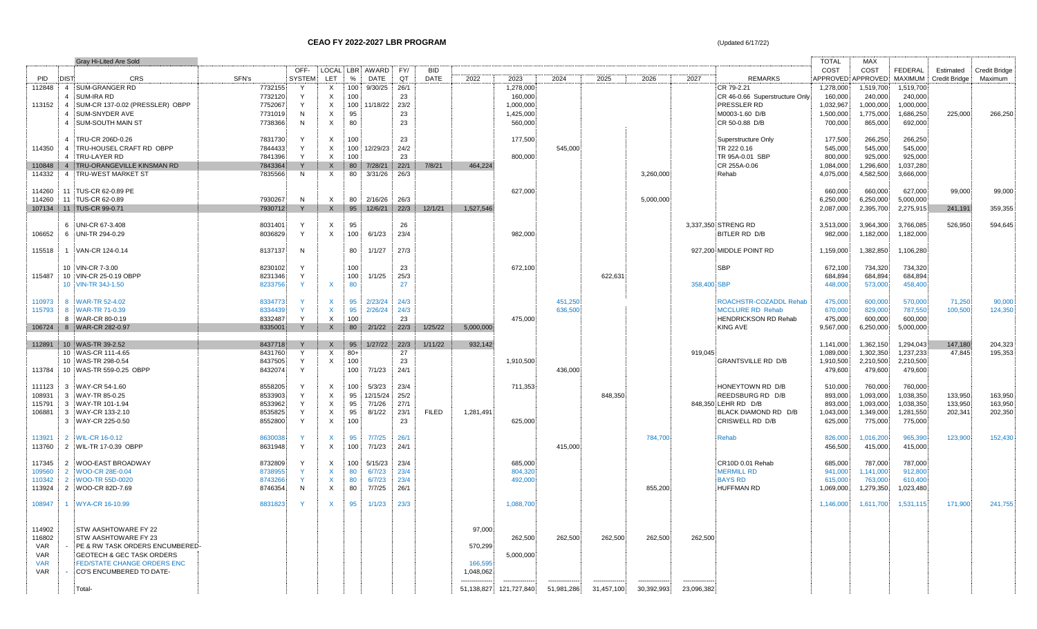# CEAO FY 2022-2027 LBR PROGRAM

(Updated 6/17/22)

Gray Hi-Lited Are Sold

| PID | DIST | CRS | SFN's | OFF-SYSTEM | LOCAL LET | LBR % | AWARD DATE | FY/QT | BID DATE | 2022 | 2023 | 2024 | 2025 | 2026 | 2027 | REMARKS | TOTAL COST APPROVED | MAX COST APPROVED | FEDERAL MAXIMUM | Estimated Credit Bridge | Credit Bridge Maximum |
|---|---|---|---|---|---|---|---|---|---|---|---|---|---|---|---|---|---|---|---|---|---|
| 112848 | 4 | SUM-GRANGER RD | 7732155 | Y | X | 100 | 9/30/25 | 26/1 | | | 1,278,000 | | | | | CR 79-2.21 | 1,278,000 | 1,519,700 | 1,519,700 | | |
| | 4 | SUM-IRA RD | 7732120 | Y | X | 100 | | 23 | | | 160,000 | | | | | CR 46-0.66 Superstructure Only | 160,000 | 240,000 | 240,000 | | |
| 113152 | 4 | SUM-CR 137-0.02 (PRESSLER) OBPP | 7752067 | Y | X | 100 | 11/18/22 | 23/2 | | | 1,000,000 | | | | | PRESSLER RD | 1,032,967 | 1,000,000 | 1,000,000 | | |
| | 4 | SUM-SNYDER AVE | 7731019 | N | X | 95 | | 23 | | | 1,425,000 | | | | | M0003-1.60 D/B | 1,500,000 | 1,775,000 | 1,686,250 | 225,000 | 266,250 |
| | 4 | SUM-SOUTH MAIN ST | 7738366 | N | X | 80 | | 23 | | | 560,000 | | | | | CR 50-0.88 D/B | 700,000 | 865,000 | 692,000 | | |
| | 4 | TRU-CR 206D-0.26 | 7831730 | Y | X | 100 | | 23 | | | 177,500 | | | | | Superstructure Only | 177,500 | 266,250 | 266,250 | | |
| 114350 | 4 | TRU-HOUSEL CRAFT RD OBPP | 7844433 | Y | X | 100 | 12/29/23 | 24/2 | | | | 545,000 | | | | TR 222 0.16 | 545,000 | 545,000 | 545,000 | | |
| | 4 | TRU-LAYER RD | 7841396 | Y | X | 100 | | 23 | | | 800,000 | | | | | TR 95A-0.01 SBP | 800,000 | 925,000 | 925,000 | | |
| 110848 | 4 | TRU-ORANGEVILLE KINSMAN RD | 7843364 | Y | X | 80 | 7/28/21 | 22/1 | 7/8/21 | 464,224 | | | | | | CR 255A-0.06 | 1,084,000 | 1,296,600 | 1,037,280 | | |
| 114332 | 4 | TRU-WEST MARKET ST | 7835566 | N | X | 80 | 3/31/26 | 26/3 | | | | | | 3,260,000 | | Rehab | 4,075,000 | 4,582,500 | 3,666,000 | | |
| 114260 | 11 | TUS-CR 62-0.89 PE | | | | | | | | | 627,000 | | | | | | 660,000 | 660,000 | 627,000 | 99,000 | 99,000 |
| 114260 | 11 | TUS-CR 62-0.89 | 7930267 | N | X | 80 | 2/16/26 | 26/3 | | | | | | 5,000,000 | | | 6,250,000 | 6,250,000 | 5,000,000 | | |
| 107134 | 11 | TUS-CR 99-0.71 | 7930712 | Y | X | 95 | 12/6/21 | 22/3 | 12/1/21 | 1,527,546 | | | | | | | 2,087,000 | 2,395,700 | 2,275,915 | 241,191 | 359,355 |
| | 6 | UNI-CR 67-3.408 | 8031401 | Y | X | 95 | | 26 | | | | | | | 3,337,350 | STRENG RD | 3,513,000 | 3,964,300 | 3,766,085 | 526,950 | 594,645 |
| 106652 | 6 | UNI-TR 294-0.29 | 8036829 | Y | X | 100 | 6/1/23 | 23/4 | | | 982,000 | | | | | BITLER RD D/B | 982,000 | 1,182,000 | 1,182,000 | | |
| 115518 | 1 | VAN-CR 124-0.14 | 8137137 | N | | 80 | 1/1/27 | 27/3 | | | | | | | 927,200 | MIDDLE POINT RD | 1,159,000 | 1,382,850 | 1,106,280 | | |
| | 10 | VIN-CR 7-3.00 | 8230102 | Y | | 100 | | 23 | | | 672,100 | | | | | SBP | 672,100 | 734,320 | 734,320 | | |
| 115487 | 10 | VIN-CR 25-0.19 OBPP | 8231346 | Y | | 100 | 1/1/25 | 25/3 | | | | | 622,631 | | | | 684,894 | 684,894 | 684,894 | | |
| | 10 | VIN-TR 34J-1.50 | 8233756 | Y | X | 80 | | 27 | | | | | | | 358,400 | SBP | 448,000 | 573,000 | 458,400 | | |
| 110973 | 8 | WAR-TR 52-4.02 | 8334773 | Y | X | 95 | 2/23/24 | 24/3 | | | | 451,250 | | | | ROACHSTR-COZADDL Rehab | 475,000 | 600,000 | 570,000 | 71,250 | 90,000 |
| 115793 | 8 | WAR-TR 71-0.39 | 8334439 | Y | X | 95 | 2/26/24 | 24/3 | | | | 636,500 | | | | MCCLURE RD Rehab | 670,000 | 829,000 | 787,550 | 100,500 | 124,350 |
| | 8 | WAR-CR 80-0.19 | 8332487 | Y | X | 100 | | 23 | | | 475,000 | | | | | HENDRICKSON RD Rehab | 475,000 | 600,000 | 600,000 | | |
| 106724 | 8 | WAR-CR 282-0.97 | 8335001 | Y | X | 80 | 2/1/22 | 22/3 | 1/25/22 | 5,000,000 | | | | | | KING AVE | 9,567,000 | 6,250,000 | 5,000,000 | | |
| 112891 | 10 | WAS-TR 39-2.52 | 8437718 | Y | X | 95 | 1/27/22 | 22/3 | 1/11/22 | 932,142 | | | | | | | 1,141,000 | 1,362,150 | 1,294,043 | 147,180 | 204,323 |
| | 10 | WAS-CR 111-4.65 | 8431760 | Y | X | 80+ | | 27 | | | | | | | 919,045 | | 1,089,000 | 1,302,350 | 1,237,233 | 47,845 | 195,353 |
| | 10 | WAS-TR 298-0.54 | 8437505 | Y | X | 100 | | 23 | | | 1,910,500 | | | | | GRANTSVILLE RD D/B | 1,910,500 | 2,210,500 | 2,210,500 | | |
| 113784 | 10 | WAS-TR 559-0.25 OBPP | 8432074 | Y | | 100 | 7/1/23 | 24/1 | | | | 436,000 | | | | | 479,600 | 479,600 | 479,600 | | |
| 111123 | 3 | WAY-CR 54-1.60 | 8558205 | Y | X | 100 | 5/3/23 | 23/4 | | | 711,353 | | | | | HONEYTOWN RD D/B | 510,000 | 760,000 | 760,000 | | |
| 108931 | 3 | WAY-TR 85-0.25 | 8533903 | Y | X | 95 | 12/15/24 | 25/2 | | | | | 848,350 | | | REEDSBURG RD D/B | 893,000 | 1,093,000 | 1,038,350 | 133,950 | 163,950 |
| 115791 | 3 | WAY-TR 101-1.94 | 8533962 | Y | X | 95 | 7/1/26 | 27/1 | | | | | | | 848,350 | LEHR RD D/B | 893,000 | 1,093,000 | 1,038,350 | 133,950 | 163,950 |
| 106881 | 3 | WAY-CR 133-2.10 | 8535825 | Y | X | 95 | 8/1/22 | 23/1 | FILED | 1,281,491 | | | | | | BLACK DIAMOND RD D/B | 1,043,000 | 1,349,000 | 1,281,550 | 202,341 | 202,350 |
| | 3 | WAY-CR 225-0.50 | 8552800 | Y | X | 100 | | 23 | | | 625,000 | | | | | CRISWELL RD D/B | 625,000 | 775,000 | 775,000 | | |
| 113921 | 2 | WIL-CR 16-0.12 | 8630038 | Y | X | 95 | 7/7/25 | 26/1 | | | | | | 784,700 | | Rehab | 826,000 | 1,016,200 | 965,390 | 123,900 | 152,430 |
| 113760 | 2 | WIL-TR 17-0.39 OBPP | 8631948 | Y | X | 100 | 7/1/23 | 24/1 | | | | 415,000 | | | | | 456,500 | 415,000 | 415,000 | | |
| 117345 | 2 | WOO-EAST BROADWAY | 8732809 | Y | X | 100 | 5/15/23 | 23/4 | | | 685,000 | | | | | CR10D 0.01 Rehab | 685,000 | 787,000 | 787,000 | | |
| 109560 | 2 | WOO-CR 28E-0.04 | 8738955 | Y | X | 80 | 6/7/23 | 23/4 | | | 804,320 | | | | | MERMILL RD | 941,000 | 1,141,000 | 912,800 | | |
| 110342 | 2 | WOO-TR 55D-0020 | 8743266 | Y | X | 80 | 6/7/23 | 23/4 | | | 492,000 | | | | | BAYS RD | 615,000 | 763,000 | 610,400 | | |
| 113924 | 2 | WOO-CR 82D-7.69 | 8746354 | N | X | 80 | 7/7/25 | 26/1 | | | | | | 855,200 | | HUFFMAN RD | 1,069,000 | 1,279,350 | 1,023,480 | | |
| 108947 | 1 | WYA-CR 16-10.99 | 8831823 | Y | X | 95 | 1/1/23 | 23/3 | | | 1,088,700 | | | | | | 1,146,000 | 1,611,700 | 1,531,115 | 171,900 | 241,755 |
| 114902 | | STW AASHTOWARE FY 22 | | | | | | | | 97,000 | | | | | | | | | | | |
| 116802 | | STW AASHTOWARE FY 23 | | | | | | | | | 262,500 | 262,500 | 262,500 | 262,500 | 262,500 | | | | | | |
| VAR | - | PE & RW TASK ORDERS ENCUMBERED- | | | | | | | | 570,299 | | | | | | | | | | | |
| VAR | | GEOTECH & GEC TASK ORDERS | | | | | | | | | 5,000,000 | | | | | | | | | | |
| VAR | | FED/STATE CHANGE ORDERS ENC | | | | | | | | 166,595 | | | | | | | | | | | |
| VAR | - | CO'S ENCUMBERED TO DATE- | | | | | | | | 1,048,062 | | | | | | | | | | | |
| | | Total- | | | | | | | | 51,138,827 | 121,727,840 | 51,981,286 | 31,457,100 | 30,392,993 | 23,096,382 | | | | | | |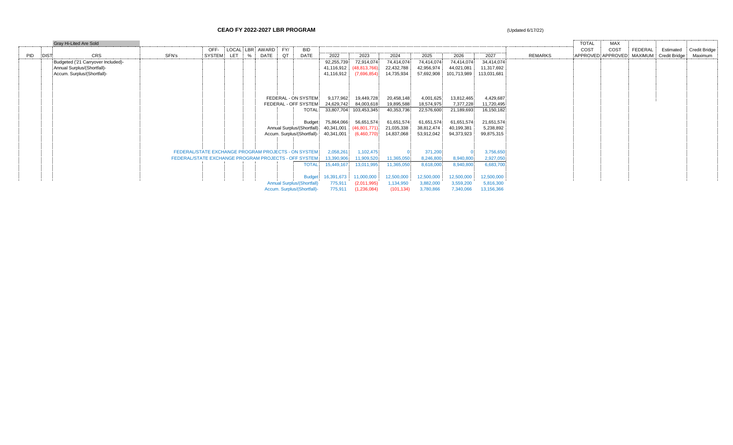# CEAO FY 2022-2027 LBR PROGRAM

(Updated 6/17/22)

Gray Hi-Lited Are Sold

| PID | DIST | CRS | SFN's | OFF-SYSTEM | LOCAL LET | LBR % | AWARD DATE | FY/QT | BID DATE | 2022 | 2023 | 2024 | 2025 | 2026 | 2027 | REMARKS | TOTAL COST APPROVED | MAX COST APPROVED | FEDERAL MAXIMUM | Estimated Credit Bridge | Credit Bridge Maximum |
|---|---|---|---|---|---|---|---|---|---|---|---|---|---|---|---|---|---|---|---|---|---|
| | | Budgeted ('21 Carryover Included)- | | | | | | | | 92,255,739 | 72,914,074 | 74,414,074 | 74,414,074 | 74,414,074 | 34,414,074 | | | | | | |
| | | Annual Surplus/(Shortfall)- | | | | | | | | 41,116,912 | (48,813,766) | 22,432,788 | 42,956,974 | 44,021,081 | 11,317,692 | | | | | | |
| | | Accum. Surplus/(Shortfall)- | | | | | | | | 41,116,912 | (7,696,854) | 14,735,934 | 57,692,908 | 101,713,989 | 113,031,681 | | | | | | |
| | | | | | | | | | FEDERAL - ON SYSTEM | 9,177,962 | 19,449,728 | 20,458,148 | 4,001,625 | 13,812,465 | 4,429,687 | | | | | | |
| | | | | | | | | | FEDERAL - OFF SYSTEM | 24,629,742 | 84,003,618 | 19,895,588 | 18,574,975 | 7,377,228 | 11,720,495 | | | | | | |
| | | | | | | | | | TOTAL | 33,807,704 | 103,453,345 | 40,353,736 | 22,576,600 | 21,189,693 | 16,150,182 | | | | | | |
| | | | | | | | | | Budget | 75,864,066 | 56,651,574 | 61,651,574 | 61,651,574 | 61,651,574 | 21,651,574 | | | | | | |
| | | | | | | | | | Annual Surplus/(Shortfall) | 40,341,001 | (46,801,771) | 21,035,338 | 38,812,474 | 40,199,381 | 5,238,892 | | | | | | |
| | | | | | | | | | Accum. Surplus/(Shortfall)- | 40,341,001 | (6,460,770) | 14,837,068 | 53,912,042 | 94,373,923 | 99,875,315 | | | | | | |
| | | | FEDERAL/STATE EXCHANGE PROGRAM PROJECTS - ON SYSTEM | | | | | | | 2,058,261 | 1,102,475 | 0 | 371,200 | 0 | 3,756,650 | | | | | | |
| | | | FEDERAL/STATE EXCHANGE PROGRAM PROJECTS - OFF SYSTEM | | | | | | | 13,390,906 | 11,909,520 | 11,365,050 | 8,246,800 | 8,940,800 | 2,927,050 | | | | | | |
| | | | | | | | | | TOTAL | 15,449,167 | 13,011,995 | 11,365,050 | 8,618,000 | 8,940,800 | 6,683,700 | | | | | | |
| | | | | | | | | | Budget | 16,391,673 | 11,000,000 | 12,500,000 | 12,500,000 | 12,500,000 | 12,500,000 | | | | | | |
| | | | | | | | | | Annual Surplus/(Shortfall) | 775,911 | (2,011,995) | 1,134,950 | 3,882,000 | 3,559,200 | 5,816,300 | | | | | | |
| | | | | | | | | | Accum. Surplus/(Shortfall)- | 775,911 | (1,236,084) | (101,134) | 3,780,866 | 7,340,066 | 13,156,366 | | | | | | |